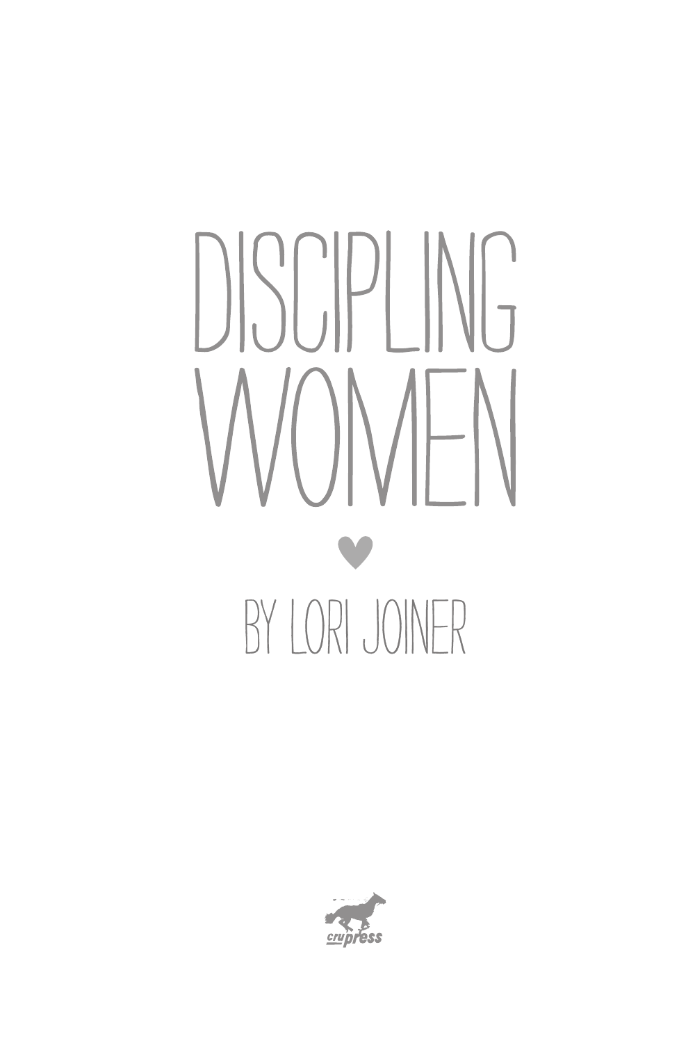# DISCIPLING WOMEN

♥

BY LORI JOINER

crupress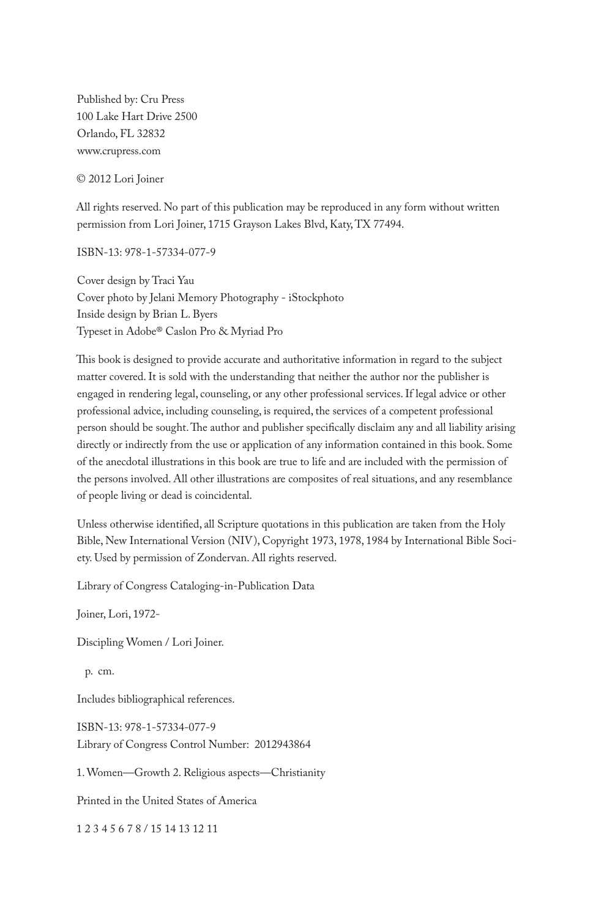Published by: Cru Press
100 Lake Hart Drive 2500
Orlando, FL 32832
www.crupress.com

© 2012 Lori Joiner

All rights reserved. No part of this publication may be reproduced in any form without written permission from Lori Joiner, 1715 Grayson Lakes Blvd, Katy, TX 77494.

ISBN-13: 978-1-57334-077-9

Cover design by Traci Yau
Cover photo by Jelani Memory Photography - iStockphoto
Inside design by Brian L. Byers
Typeset in Adobe® Caslon Pro & Myriad Pro

This book is designed to provide accurate and authoritative information in regard to the subject matter covered. It is sold with the understanding that neither the author nor the publisher is engaged in rendering legal, counseling, or any other professional services. If legal advice or other professional advice, including counseling, is required, the services of a competent professional person should be sought. The author and publisher specifically disclaim any and all liability arising directly or indirectly from the use or application of any information contained in this book. Some of the anecdotal illustrations in this book are true to life and are included with the permission of the persons involved. All other illustrations are composites of real situations, and any resemblance of people living or dead is coincidental.

Unless otherwise identified, all Scripture quotations in this publication are taken from the Holy Bible, New International Version (NIV), Copyright 1973, 1978, 1984 by International Bible Society. Used by permission of Zondervan. All rights reserved.

Library of Congress Cataloging-in-Publication Data

Joiner, Lori, 1972-

Discipling Women / Lori Joiner.

p. cm.

Includes bibliographical references.

ISBN-13: 978-1-57334-077-9
Library of Congress Control Number: 2012943864

1. Women—Growth 2. Religious aspects—Christianity

Printed in the United States of America

1 2 3 4 5 6 7 8 / 15 14 13 12 11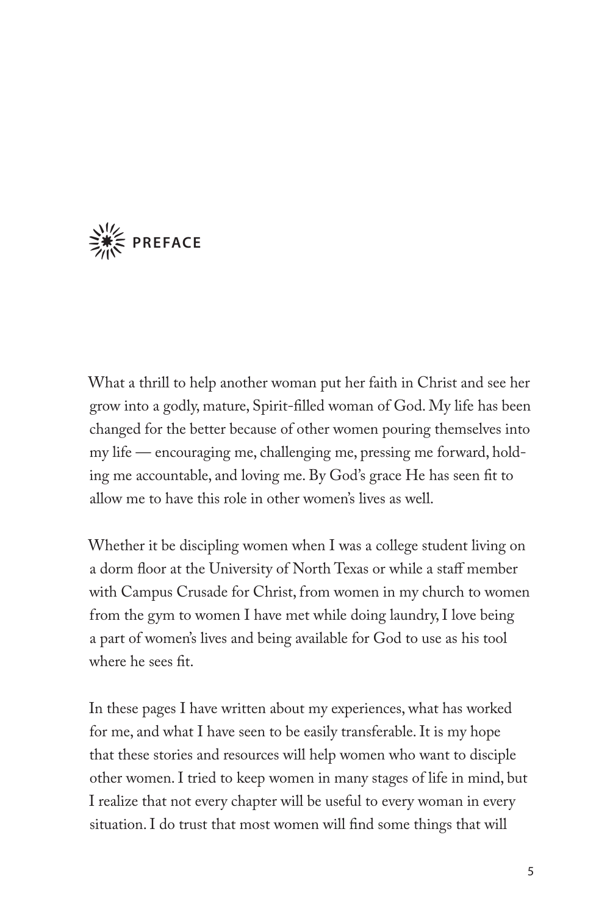# PREFACE

What a thrill to help another woman put her faith in Christ and see her grow into a godly, mature, Spirit-filled woman of God. My life has been changed for the better because of other women pouring themselves into my life — encouraging me, challenging me, pressing me forward, holding me accountable, and loving me. By God's grace He has seen fit to allow me to have this role in other women's lives as well.

Whether it be discipling women when I was a college student living on a dorm floor at the University of North Texas or while a staff member with Campus Crusade for Christ, from women in my church to women from the gym to women I have met while doing laundry, I love being a part of women's lives and being available for God to use as his tool where he sees fit.

In these pages I have written about my experiences, what has worked for me, and what I have seen to be easily transferable. It is my hope that these stories and resources will help women who want to disciple other women. I tried to keep women in many stages of life in mind, but I realize that not every chapter will be useful to every woman in every situation. I do trust that most women will find some things that will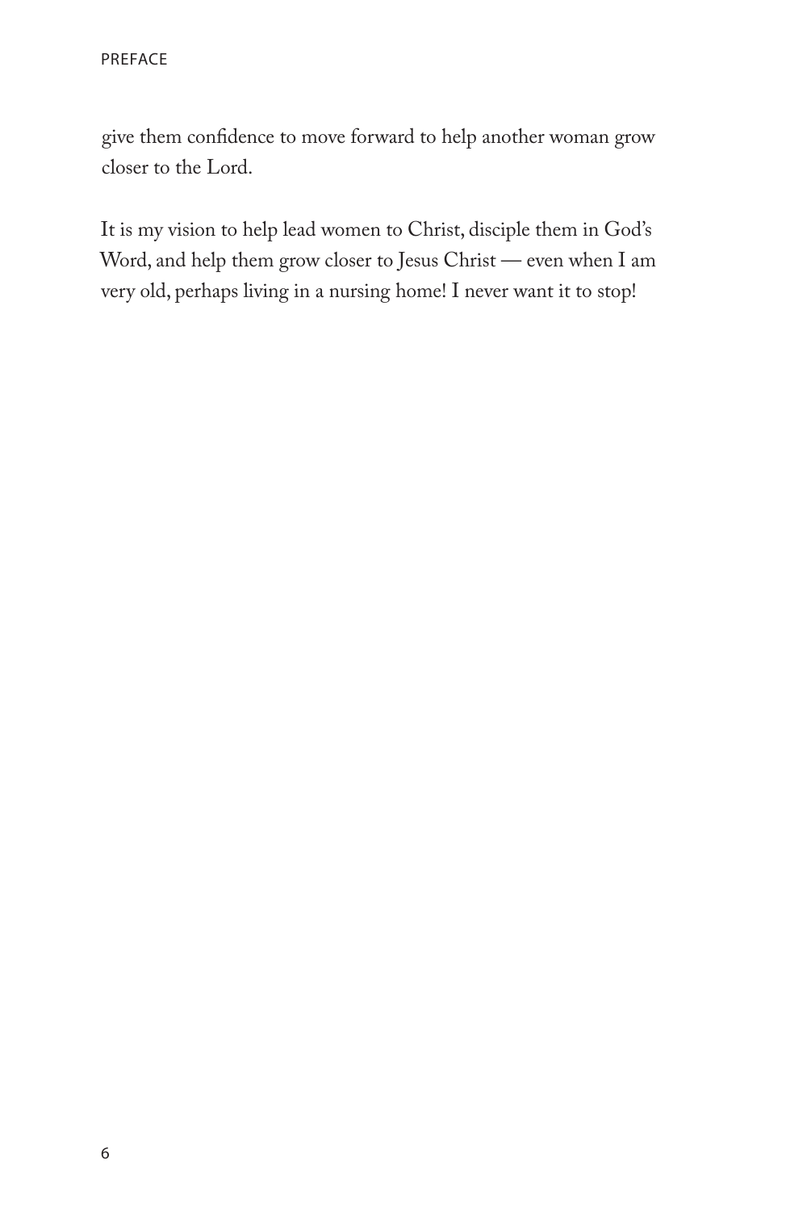give them confidence to move forward to help another woman grow closer to the Lord.

It is my vision to help lead women to Christ, disciple them in God's Word, and help them grow closer to Jesus Christ — even when I am very old, perhaps living in a nursing home! I never want it to stop!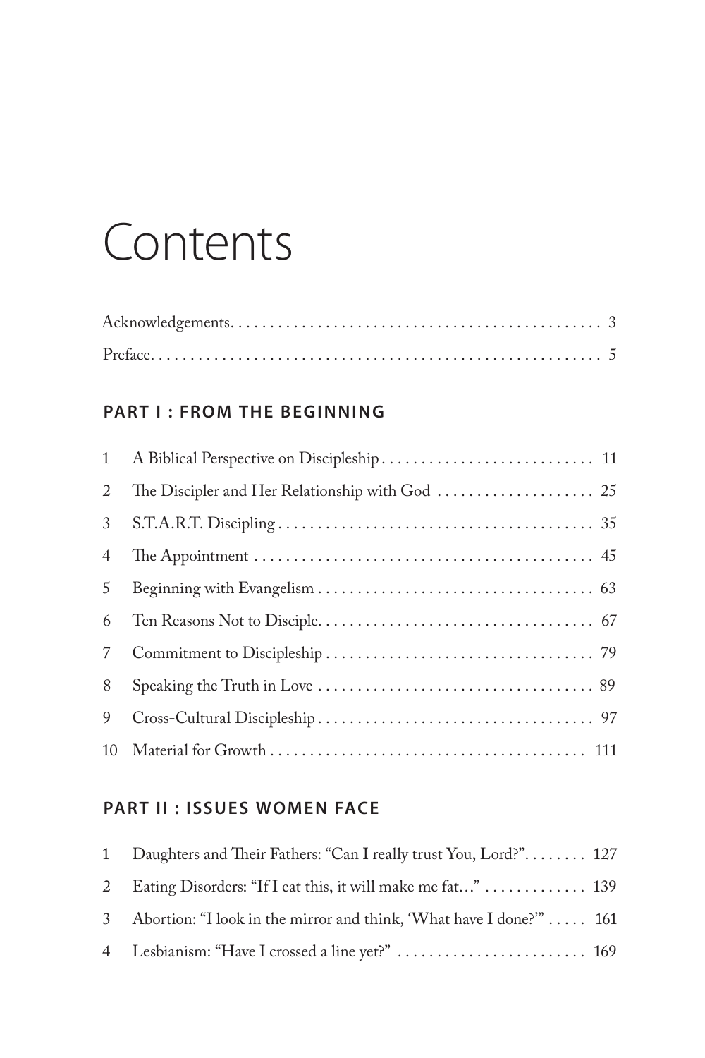# Contents

Acknowledgements . . . . . . . . . . . . . . . . . . . . . . . . . . . . . . . . . . . . . . . . . . . . . . 3

Preface . . . . . . . . . . . . . . . . . . . . . . . . . . . . . . . . . . . . . . . . . . . . . . . . . . . . . . . 5

## PART I : FROM THE BEGINNING

1 A Biblical Perspective on Discipleship . . . . . . . . . . . . . . . . . . . . . . . . . . . 11

2 The Discipler and Her Relationship with God . . . . . . . . . . . . . . . . . . . . 25

3 S.T.A.R.T. Discipling . . . . . . . . . . . . . . . . . . . . . . . . . . . . . . . . . . . . . . . . 35

4 The Appointment . . . . . . . . . . . . . . . . . . . . . . . . . . . . . . . . . . . . . . . . . . 45

5 Beginning with Evangelism . . . . . . . . . . . . . . . . . . . . . . . . . . . . . . . . . . . 63

6 Ten Reasons Not to Disciple . . . . . . . . . . . . . . . . . . . . . . . . . . . . . . . . . . 67

7 Commitment to Discipleship . . . . . . . . . . . . . . . . . . . . . . . . . . . . . . . . . 79

8 Speaking the Truth in Love . . . . . . . . . . . . . . . . . . . . . . . . . . . . . . . . . . . 89

9 Cross-Cultural Discipleship . . . . . . . . . . . . . . . . . . . . . . . . . . . . . . . . . . . 97

10 Material for Growth . . . . . . . . . . . . . . . . . . . . . . . . . . . . . . . . . . . . . . . . 111

## PART II : ISSUES WOMEN FACE

1 Daughters and Their Fathers: "Can I really trust You, Lord?" . . . . . . . . 127

2 Eating Disorders: "If I eat this, it will make me fat…" . . . . . . . . . . . . . 139

3 Abortion: "I look in the mirror and think, 'What have I done?'" . . . . . 161

4 Lesbianism: "Have I crossed a line yet?" . . . . . . . . . . . . . . . . . . . . . . . . 169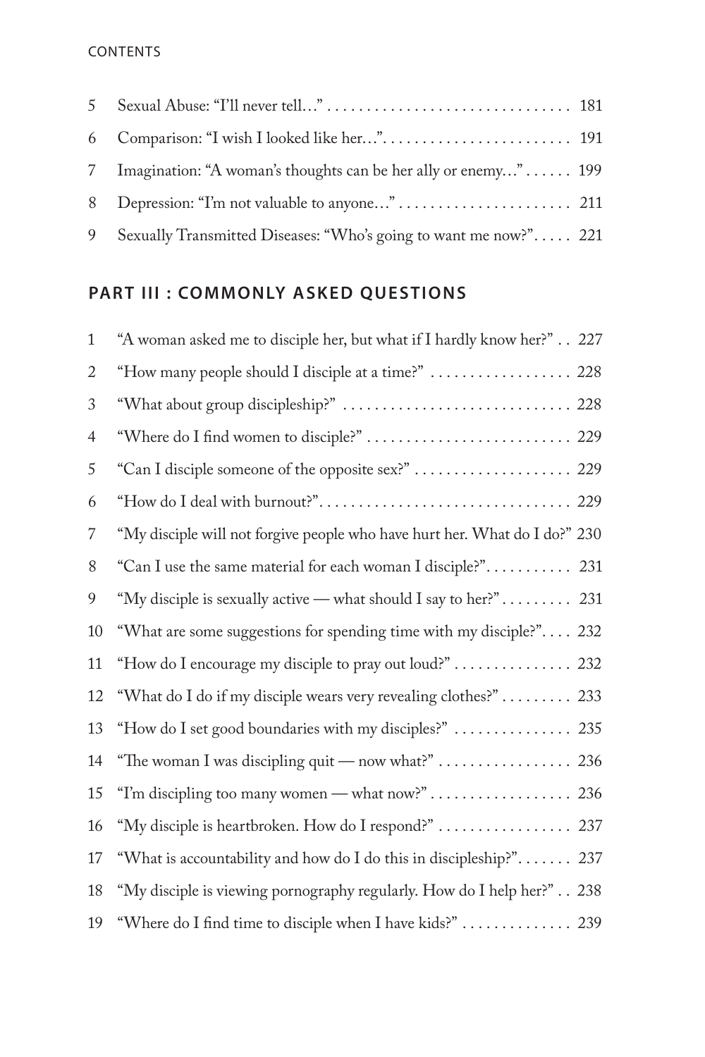| | | |
|---|---|---|
| 5 | Sexual Abuse: "I'll never tell…" | 181 |
| 6 | Comparison: "I wish I looked like her…" | 191 |
| 7 | Imagination: "A woman's thoughts can be her ally or enemy…" | 199 |
| 8 | Depression: "I'm not valuable to anyone…" | 211 |
| 9 | Sexually Transmitted Diseases: "Who's going to want me now?" | 221 |

## PART III : COMMONLY ASKED QUESTIONS

| | | |
|---|---|---|
| 1 | "A woman asked me to disciple her, but what if I hardly know her?" | 227 |
| 2 | "How many people should I disciple at a time?" | 228 |
| 3 | "What about group discipleship?" | 228 |
| 4 | "Where do I find women to disciple?" | 229 |
| 5 | "Can I disciple someone of the opposite sex?" | 229 |
| 6 | "How do I deal with burnout?" | 229 |
| 7 | "My disciple will not forgive people who have hurt her. What do I do?" | 230 |
| 8 | "Can I use the same material for each woman I disciple?" | 231 |
| 9 | "My disciple is sexually active — what should I say to her?" | 231 |
| 10 | "What are some suggestions for spending time with my disciple?" | 232 |
| 11 | "How do I encourage my disciple to pray out loud?" | 232 |
| 12 | "What do I do if my disciple wears very revealing clothes?" | 233 |
| 13 | "How do I set good boundaries with my disciples?" | 235 |
| 14 | "The woman I was discipling quit — now what?" | 236 |
| 15 | "I'm discipling too many women — what now?" | 236 |
| 16 | "My disciple is heartbroken. How do I respond?" | 237 |
| 17 | "What is accountability and how do I do this in discipleship?" | 237 |
| 18 | "My disciple is viewing pornography regularly. How do I help her?" | 238 |
| 19 | "Where do I find time to disciple when I have kids?" | 239 |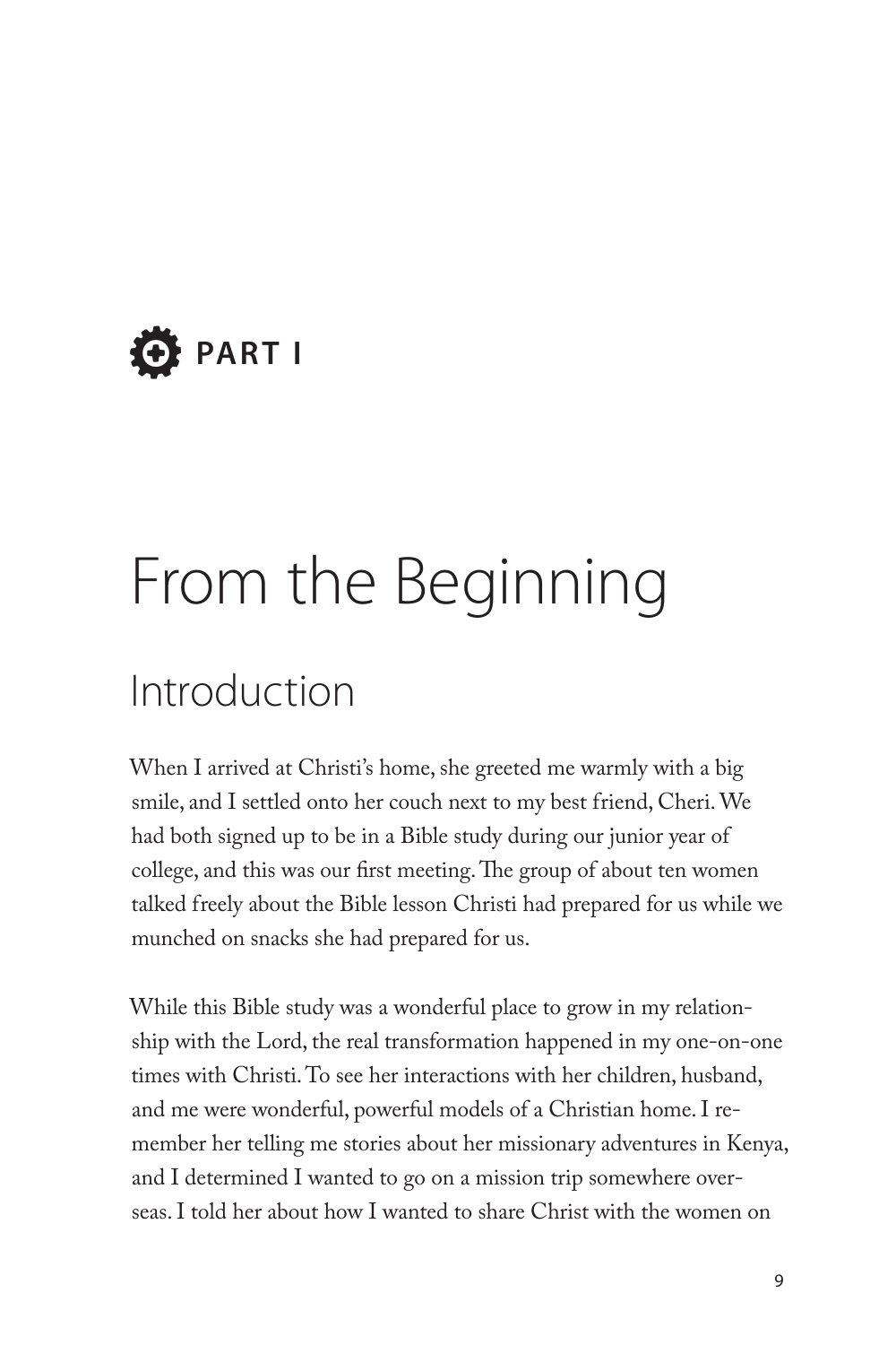# PART I

# From the Beginning

## Introduction

When I arrived at Christi's home, she greeted me warmly with a big smile, and I settled onto her couch next to my best friend, Cheri. We had both signed up to be in a Bible study during our junior year of college, and this was our first meeting. The group of about ten women talked freely about the Bible lesson Christi had prepared for us while we munched on snacks she had prepared for us.

While this Bible study was a wonderful place to grow in my relationship with the Lord, the real transformation happened in my one-on-one times with Christi. To see her interactions with her children, husband, and me were wonderful, powerful models of a Christian home. I remember her telling me stories about her missionary adventures in Kenya, and I determined I wanted to go on a mission trip somewhere overseas. I told her about how I wanted to share Christ with the women on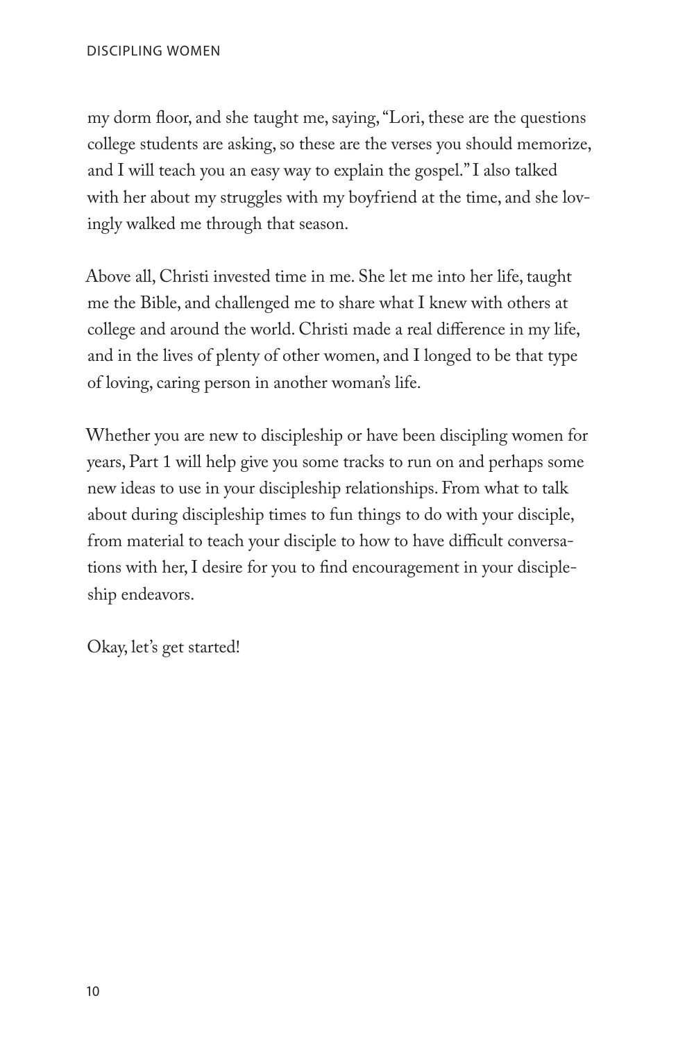my dorm floor, and she taught me, saying, "Lori, these are the questions college students are asking, so these are the verses you should memorize, and I will teach you an easy way to explain the gospel." I also talked with her about my struggles with my boyfriend at the time, and she lovingly walked me through that season.

Above all, Christi invested time in me. She let me into her life, taught me the Bible, and challenged me to share what I knew with others at college and around the world. Christi made a real difference in my life, and in the lives of plenty of other women, and I longed to be that type of loving, caring person in another woman's life.

Whether you are new to discipleship or have been discipling women for years, Part 1 will help give you some tracks to run on and perhaps some new ideas to use in your discipleship relationships. From what to talk about during discipleship times to fun things to do with your disciple, from material to teach your disciple to how to have difficult conversations with her, I desire for you to find encouragement in your discipleship endeavors.

Okay, let's get started!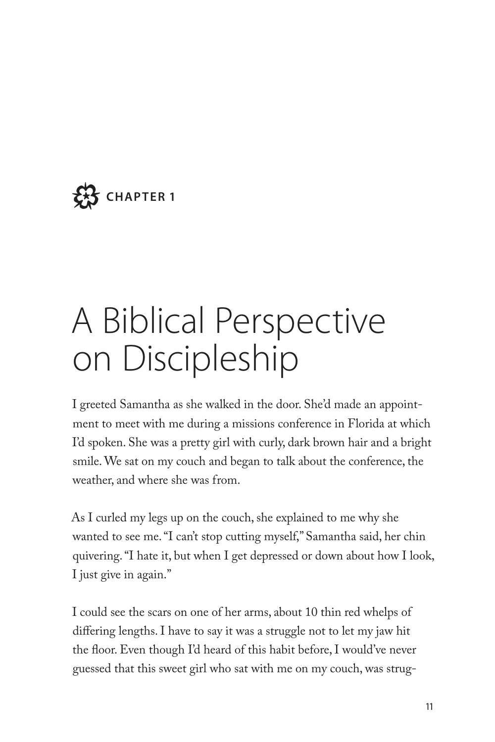CHAPTER 1

# A Biblical Perspective on Discipleship

I greeted Samantha as she walked in the door. She'd made an appointment to meet with me during a missions conference in Florida at which I'd spoken. She was a pretty girl with curly, dark brown hair and a bright smile. We sat on my couch and began to talk about the conference, the weather, and where she was from.

As I curled my legs up on the couch, she explained to me why she wanted to see me. "I can't stop cutting myself," Samantha said, her chin quivering. "I hate it, but when I get depressed or down about how I look, I just give in again."

I could see the scars on one of her arms, about 10 thin red whelps of differing lengths. I have to say it was a struggle not to let my jaw hit the floor. Even though I'd heard of this habit before, I would've never guessed that this sweet girl who sat with me on my couch, was strug-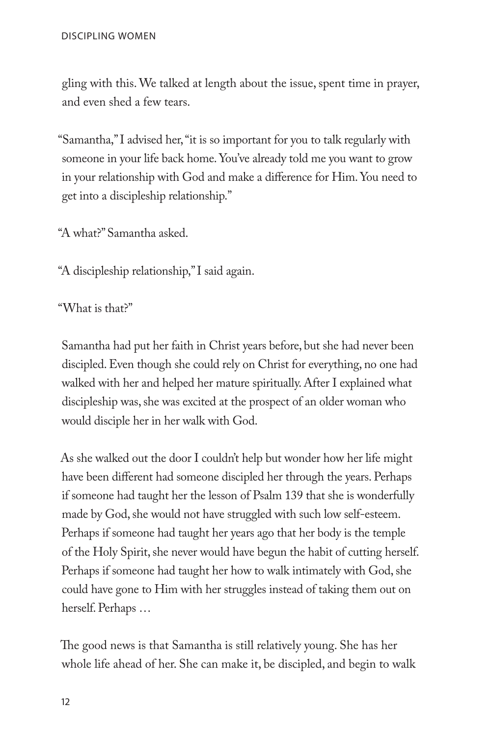gling with this. We talked at length about the issue, spent time in prayer, and even shed a few tears.

"Samantha," I advised her, "it is so important for you to talk regularly with someone in your life back home. You've already told me you want to grow in your relationship with God and make a difference for Him. You need to get into a discipleship relationship."

"A what?" Samantha asked.

"A discipleship relationship," I said again.

"What is that?"

Samantha had put her faith in Christ years before, but she had never been discipled. Even though she could rely on Christ for everything, no one had walked with her and helped her mature spiritually. After I explained what discipleship was, she was excited at the prospect of an older woman who would disciple her in her walk with God.

As she walked out the door I couldn't help but wonder how her life might have been different had someone discipled her through the years. Perhaps if someone had taught her the lesson of Psalm 139 that she is wonderfully made by God, she would not have struggled with such low self-esteem. Perhaps if someone had taught her years ago that her body is the temple of the Holy Spirit, she never would have begun the habit of cutting herself. Perhaps if someone had taught her how to walk intimately with God, she could have gone to Him with her struggles instead of taking them out on herself. Perhaps …

The good news is that Samantha is still relatively young. She has her whole life ahead of her. She can make it, be discipled, and begin to walk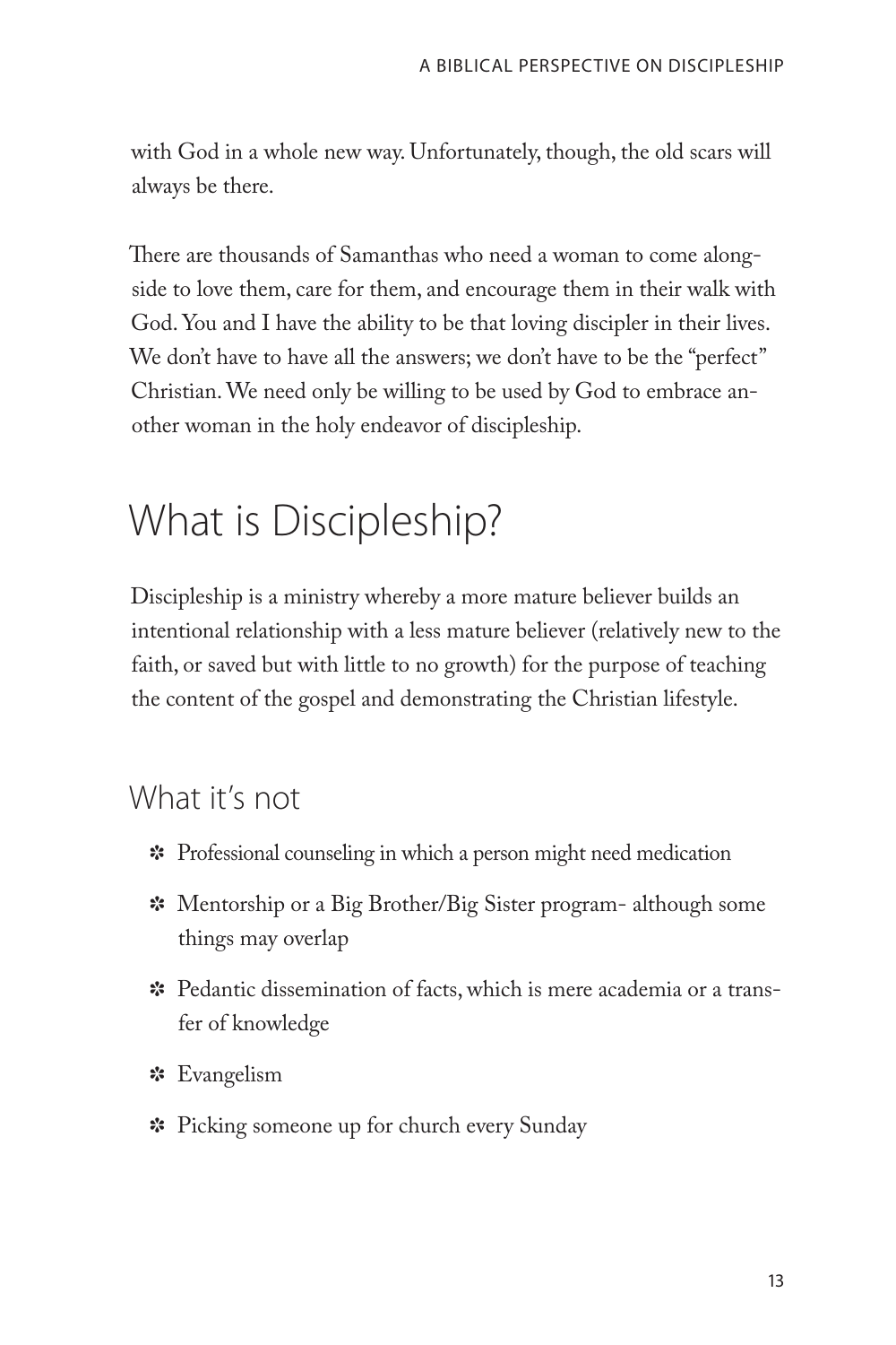with God in a whole new way. Unfortunately, though, the old scars will always be there.

There are thousands of Samanthas who need a woman to come alongside to love them, care for them, and encourage them in their walk with God. You and I have the ability to be that loving discipler in their lives. We don't have to have all the answers; we don't have to be the "perfect" Christian. We need only be willing to be used by God to embrace another woman in the holy endeavor of discipleship.

## What is Discipleship?

Discipleship is a ministry whereby a more mature believer builds an intentional relationship with a less mature believer (relatively new to the faith, or saved but with little to no growth) for the purpose of teaching the content of the gospel and demonstrating the Christian lifestyle.

### What it's not

- Professional counseling in which a person might need medication
- Mentorship or a Big Brother/Big Sister program- although some things may overlap
- Pedantic dissemination of facts, which is mere academia or a transfer of knowledge
- Evangelism
- Picking someone up for church every Sunday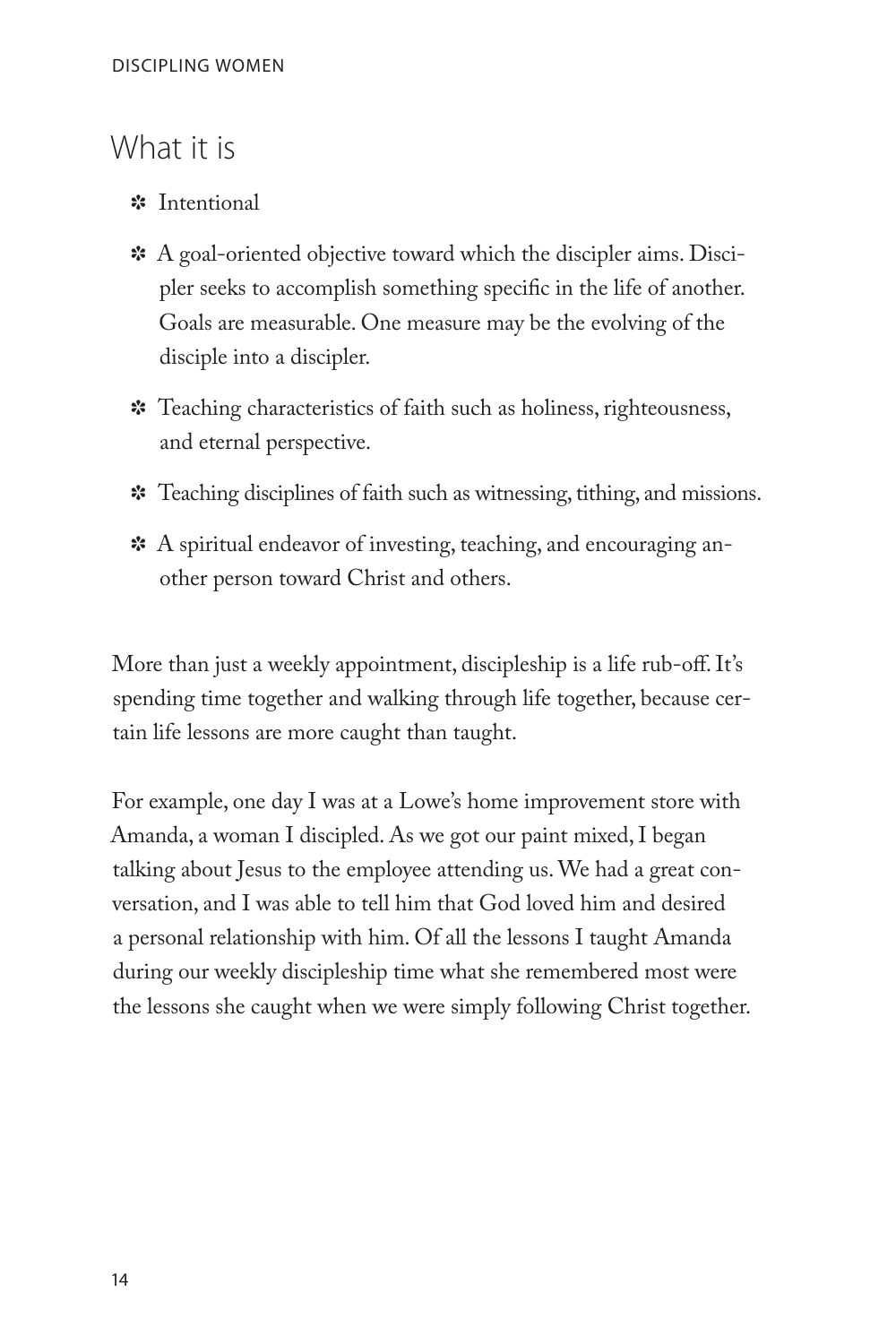## What it is

- Intentional
- A goal-oriented objective toward which the discipler aims. Discipler seeks to accomplish something specific in the life of another. Goals are measurable. One measure may be the evolving of the disciple into a discipler.
- Teaching characteristics of faith such as holiness, righteousness, and eternal perspective.
- Teaching disciplines of faith such as witnessing, tithing, and missions.
- A spiritual endeavor of investing, teaching, and encouraging another person toward Christ and others.

More than just a weekly appointment, discipleship is a life rub-off. It's spending time together and walking through life together, because certain life lessons are more caught than taught.

For example, one day I was at a Lowe's home improvement store with Amanda, a woman I discipled. As we got our paint mixed, I began talking about Jesus to the employee attending us. We had a great conversation, and I was able to tell him that God loved him and desired a personal relationship with him. Of all the lessons I taught Amanda during our weekly discipleship time what she remembered most were the lessons she caught when we were simply following Christ together.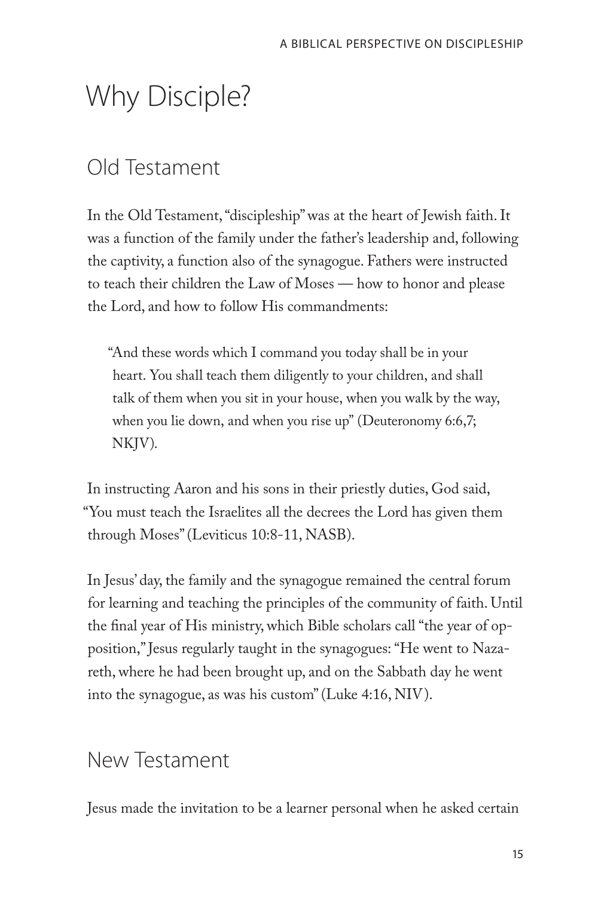# Why Disciple?

## Old Testament

In the Old Testament, "discipleship" was at the heart of Jewish faith. It was a function of the family under the father's leadership and, following the captivity, a function also of the synagogue. Fathers were instructed to teach their children the Law of Moses — how to honor and please the Lord, and how to follow His commandments:

> "And these words which I command you today shall be in your heart. You shall teach them diligently to your children, and shall talk of them when you sit in your house, when you walk by the way, when you lie down, and when you rise up" (Deuteronomy 6:6,7; NKJV).

In instructing Aaron and his sons in their priestly duties, God said, "You must teach the Israelites all the decrees the Lord has given them through Moses" (Leviticus 10:8-11, NASB).

In Jesus' day, the family and the synagogue remained the central forum for learning and teaching the principles of the community of faith. Until the final year of His ministry, which Bible scholars call "the year of opposition," Jesus regularly taught in the synagogues: "He went to Nazareth, where he had been brought up, and on the Sabbath day he went into the synagogue, as was his custom" (Luke 4:16, NIV).

## New Testament

Jesus made the invitation to be a learner personal when he asked certain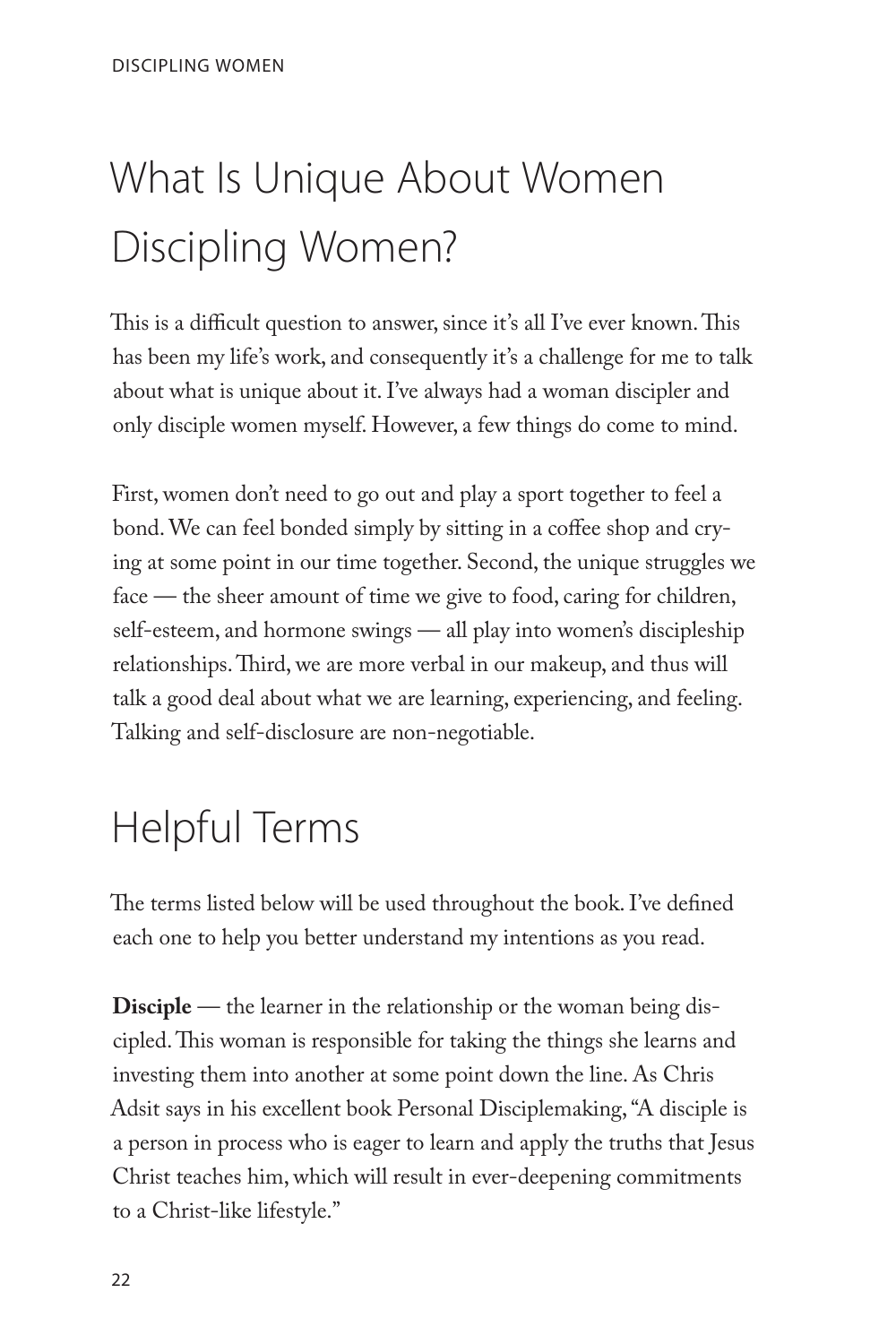# What Is Unique About Women Discipling Women?

This is a difficult question to answer, since it's all I've ever known. This has been my life's work, and consequently it's a challenge for me to talk about what is unique about it. I've always had a woman discipler and only disciple women myself. However, a few things do come to mind.

First, women don't need to go out and play a sport together to feel a bond. We can feel bonded simply by sitting in a coffee shop and crying at some point in our time together. Second, the unique struggles we face — the sheer amount of time we give to food, caring for children, self-esteem, and hormone swings — all play into women's discipleship relationships. Third, we are more verbal in our makeup, and thus will talk a good deal about what we are learning, experiencing, and feeling. Talking and self-disclosure are non-negotiable.

# Helpful Terms

The terms listed below will be used throughout the book. I've defined each one to help you better understand my intentions as you read.

**Disciple** — the learner in the relationship or the woman being discipled. This woman is responsible for taking the things she learns and investing them into another at some point down the line. As Chris Adsit says in his excellent book Personal Disciplemaking, "A disciple is a person in process who is eager to learn and apply the truths that Jesus Christ teaches him, which will result in ever-deepening commitments to a Christ-like lifestyle."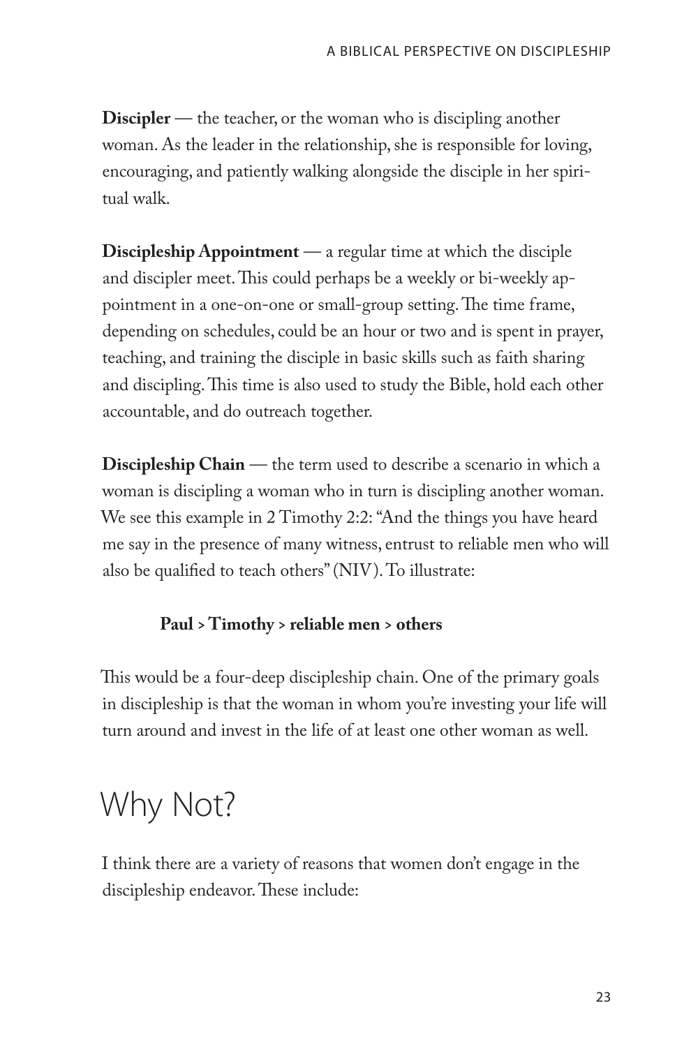**Discipler** — the teacher, or the woman who is discipling another woman. As the leader in the relationship, she is responsible for loving, encouraging, and patiently walking alongside the disciple in her spiritual walk.

**Discipleship Appointment** — a regular time at which the disciple and discipler meet. This could perhaps be a weekly or bi-weekly appointment in a one-on-one or small-group setting. The time frame, depending on schedules, could be an hour or two and is spent in prayer, teaching, and training the disciple in basic skills such as faith sharing and discipling. This time is also used to study the Bible, hold each other accountable, and do outreach together.

**Discipleship Chain** — the term used to describe a scenario in which a woman is discipling a woman who in turn is discipling another woman. We see this example in 2 Timothy 2:2: "And the things you have heard me say in the presence of many witness, entrust to reliable men who will also be qualified to teach others" (NIV). To illustrate:

**Paul > Timothy > reliable men > others**

This would be a four-deep discipleship chain. One of the primary goals in discipleship is that the woman in whom you're investing your life will turn around and invest in the life of at least one other woman as well.

## Why Not?

I think there are a variety of reasons that women don't engage in the discipleship endeavor. These include: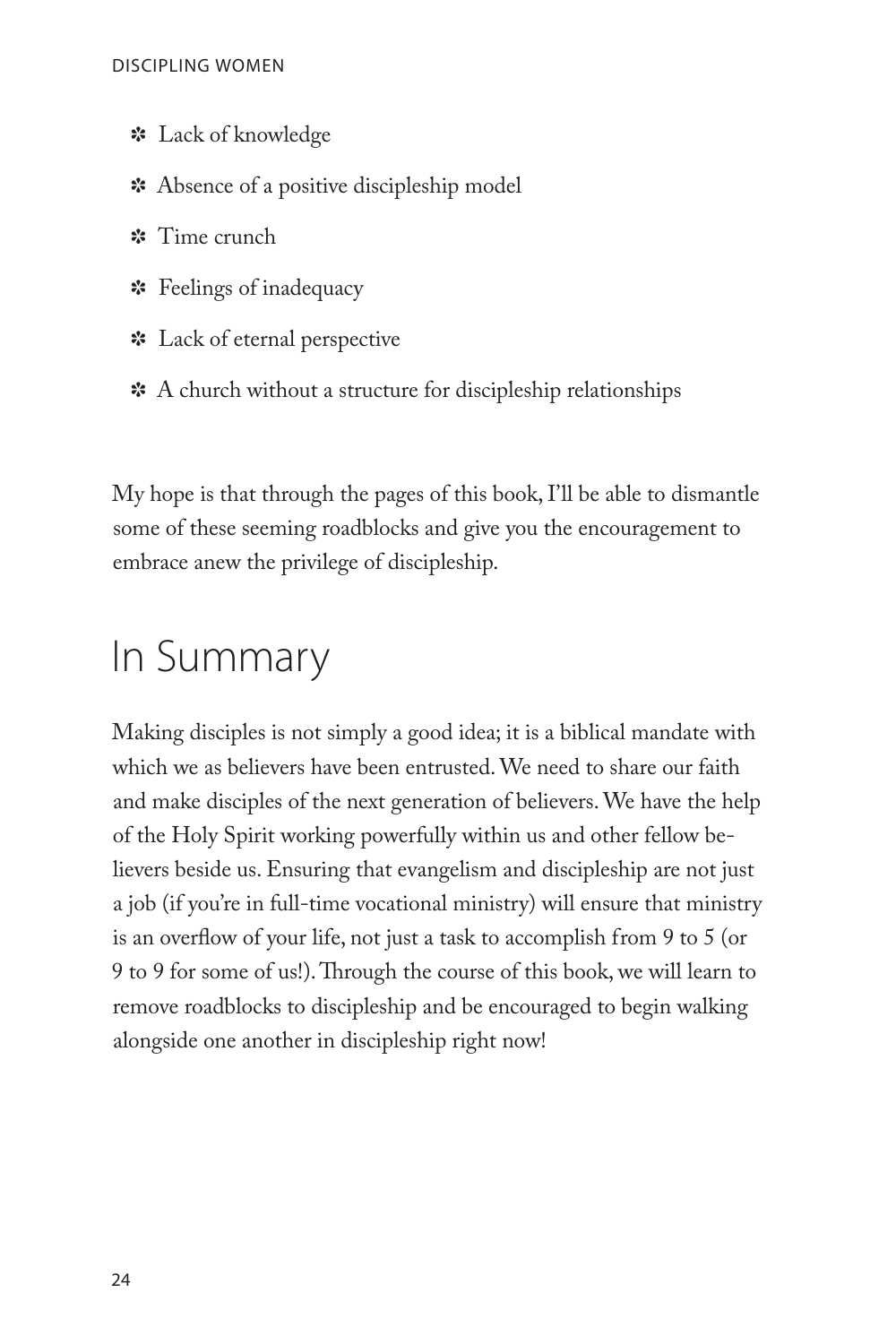- Lack of knowledge
- Absence of a positive discipleship model
- Time crunch
- Feelings of inadequacy
- Lack of eternal perspective
- A church without a structure for discipleship relationships

My hope is that through the pages of this book, I'll be able to dismantle some of these seeming roadblocks and give you the encouragement to embrace anew the privilege of discipleship.

## In Summary

Making disciples is not simply a good idea; it is a biblical mandate with which we as believers have been entrusted. We need to share our faith and make disciples of the next generation of believers. We have the help of the Holy Spirit working powerfully within us and other fellow believers beside us. Ensuring that evangelism and discipleship are not just a job (if you're in full-time vocational ministry) will ensure that ministry is an overflow of your life, not just a task to accomplish from 9 to 5 (or 9 to 9 for some of us!). Through the course of this book, we will learn to remove roadblocks to discipleship and be encouraged to begin walking alongside one another in discipleship right now!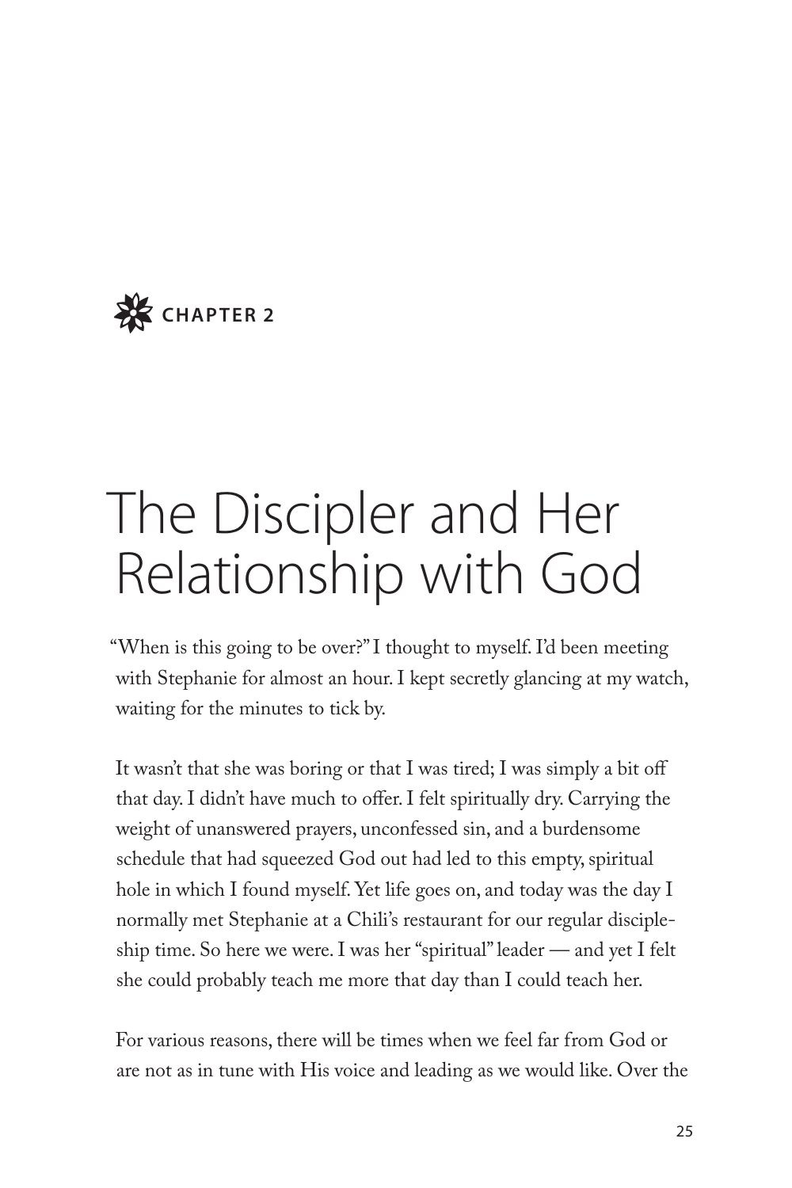CHAPTER 2

# The Discipler and Her Relationship with God

"When is this going to be over?" I thought to myself. I'd been meeting with Stephanie for almost an hour. I kept secretly glancing at my watch, waiting for the minutes to tick by.

It wasn't that she was boring or that I was tired; I was simply a bit off that day. I didn't have much to offer. I felt spiritually dry. Carrying the weight of unanswered prayers, unconfessed sin, and a burdensome schedule that had squeezed God out had led to this empty, spiritual hole in which I found myself. Yet life goes on, and today was the day I normally met Stephanie at a Chili's restaurant for our regular discipleship time. So here we were. I was her "spiritual" leader — and yet I felt she could probably teach me more that day than I could teach her.

For various reasons, there will be times when we feel far from God or are not as in tune with His voice and leading as we would like. Over the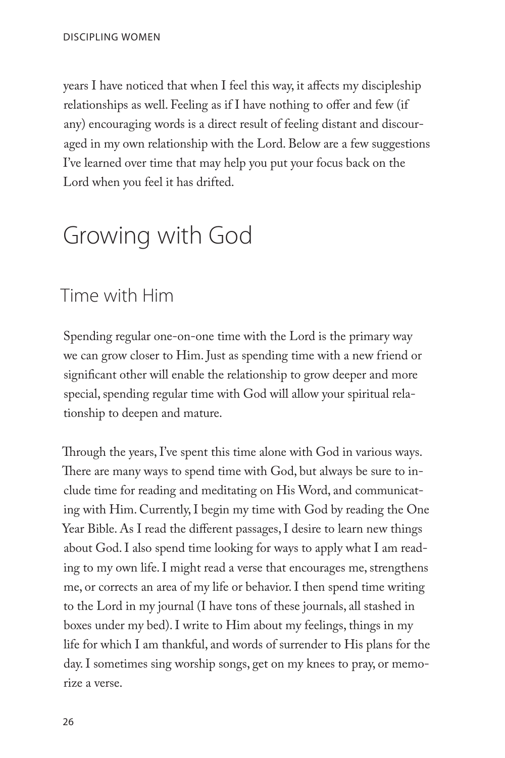years I have noticed that when I feel this way, it affects my discipleship relationships as well. Feeling as if I have nothing to offer and few (if any) encouraging words is a direct result of feeling distant and discouraged in my own relationship with the Lord. Below are a few suggestions I've learned over time that may help you put your focus back on the Lord when you feel it has drifted.

# Growing with God

## Time with Him

Spending regular one-on-one time with the Lord is the primary way we can grow closer to Him. Just as spending time with a new friend or significant other will enable the relationship to grow deeper and more special, spending regular time with God will allow your spiritual relationship to deepen and mature.

Through the years, I've spent this time alone with God in various ways. There are many ways to spend time with God, but always be sure to include time for reading and meditating on His Word, and communicating with Him. Currently, I begin my time with God by reading the One Year Bible. As I read the different passages, I desire to learn new things about God. I also spend time looking for ways to apply what I am reading to my own life. I might read a verse that encourages me, strengthens me, or corrects an area of my life or behavior. I then spend time writing to the Lord in my journal (I have tons of these journals, all stashed in boxes under my bed). I write to Him about my feelings, things in my life for which I am thankful, and words of surrender to His plans for the day. I sometimes sing worship songs, get on my knees to pray, or memorize a verse.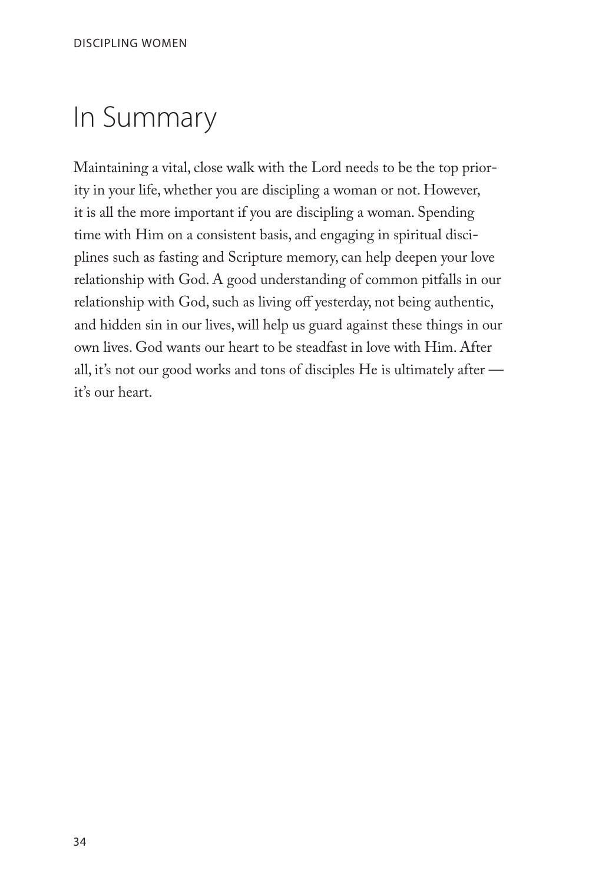# In Summary

Maintaining a vital, close walk with the Lord needs to be the top priority in your life, whether you are discipling a woman or not. However, it is all the more important if you are discipling a woman. Spending time with Him on a consistent basis, and engaging in spiritual disciplines such as fasting and Scripture memory, can help deepen your love relationship with God. A good understanding of common pitfalls in our relationship with God, such as living off yesterday, not being authentic, and hidden sin in our lives, will help us guard against these things in our own lives. God wants our heart to be steadfast in love with Him. After all, it's not our good works and tons of disciples He is ultimately after — it's our heart.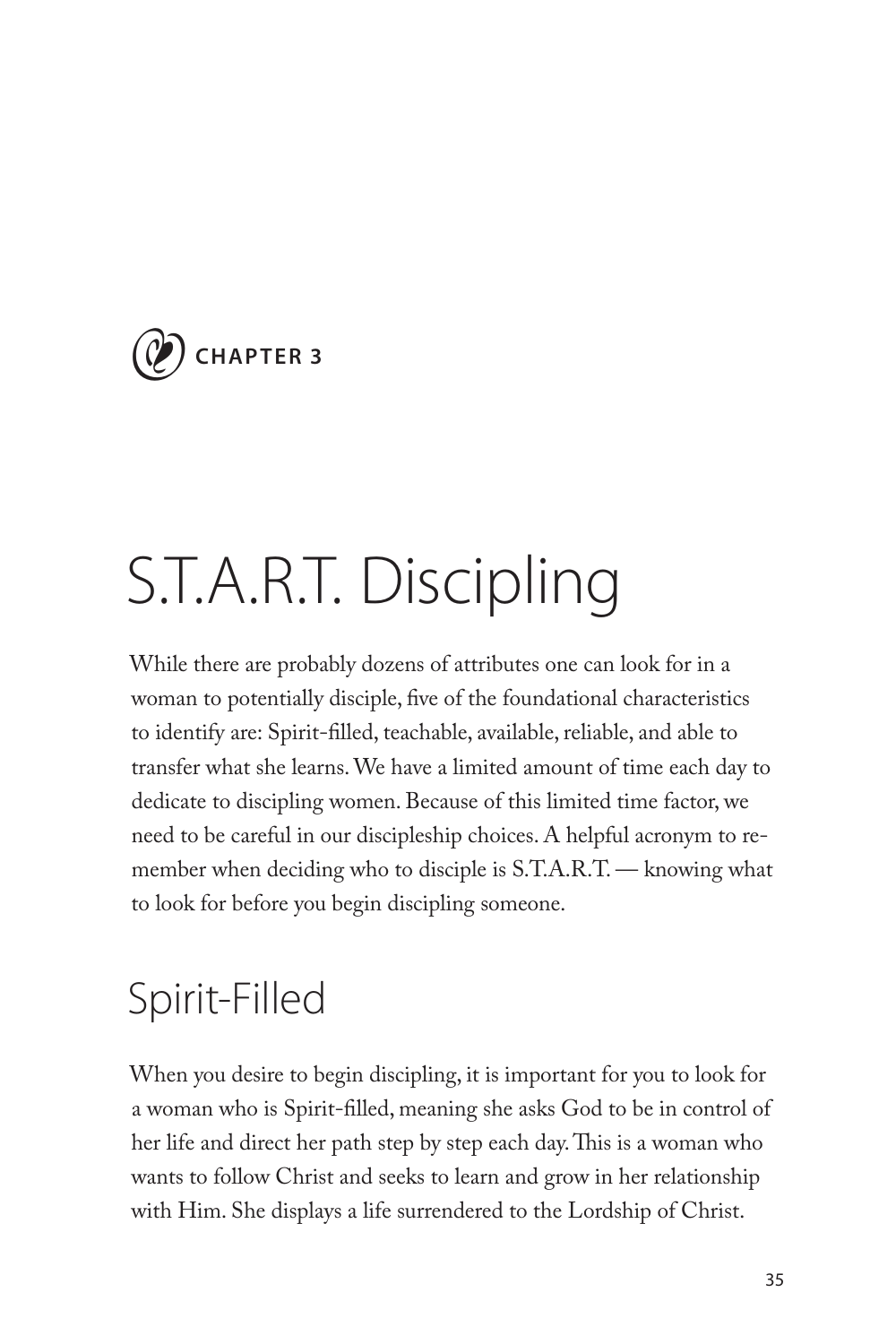CHAPTER 3

# S.T.A.R.T. Discipling

While there are probably dozens of attributes one can look for in a woman to potentially disciple, five of the foundational characteristics to identify are: Spirit-filled, teachable, available, reliable, and able to transfer what she learns. We have a limited amount of time each day to dedicate to discipling women. Because of this limited time factor, we need to be careful in our discipleship choices. A helpful acronym to remember when deciding who to disciple is S.T.A.R.T. — knowing what to look for before you begin discipling someone.

## Spirit-Filled

When you desire to begin discipling, it is important for you to look for a woman who is Spirit-filled, meaning she asks God to be in control of her life and direct her path step by step each day. This is a woman who wants to follow Christ and seeks to learn and grow in her relationship with Him. She displays a life surrendered to the Lordship of Christ.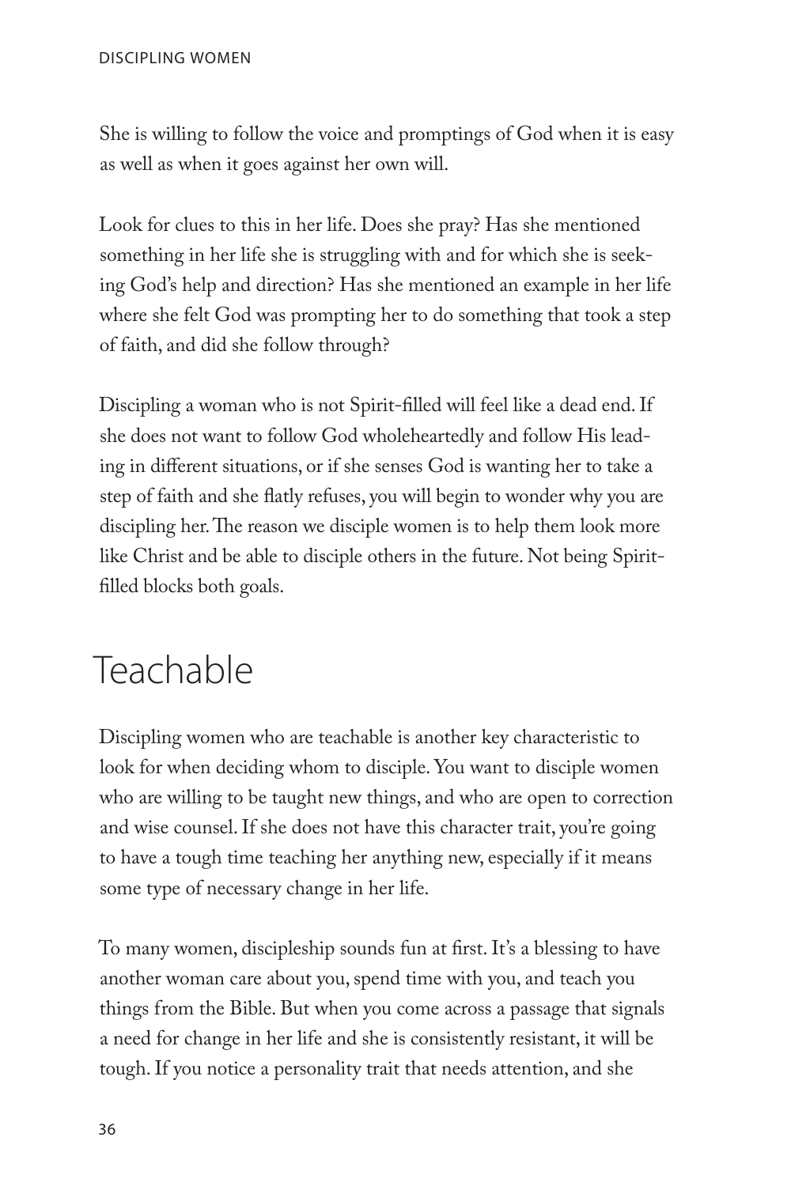She is willing to follow the voice and promptings of God when it is easy as well as when it goes against her own will.

Look for clues to this in her life. Does she pray? Has she mentioned something in her life she is struggling with and for which she is seeking God's help and direction? Has she mentioned an example in her life where she felt God was prompting her to do something that took a step of faith, and did she follow through?

Discipling a woman who is not Spirit-filled will feel like a dead end. If she does not want to follow God wholeheartedly and follow His leading in different situations, or if she senses God is wanting her to take a step of faith and she flatly refuses, you will begin to wonder why you are discipling her. The reason we disciple women is to help them look more like Christ and be able to disciple others in the future. Not being Spirit-filled blocks both goals.

## Teachable

Discipling women who are teachable is another key characteristic to look for when deciding whom to disciple. You want to disciple women who are willing to be taught new things, and who are open to correction and wise counsel. If she does not have this character trait, you're going to have a tough time teaching her anything new, especially if it means some type of necessary change in her life.

To many women, discipleship sounds fun at first. It's a blessing to have another woman care about you, spend time with you, and teach you things from the Bible. But when you come across a passage that signals a need for change in her life and she is consistently resistant, it will be tough. If you notice a personality trait that needs attention, and she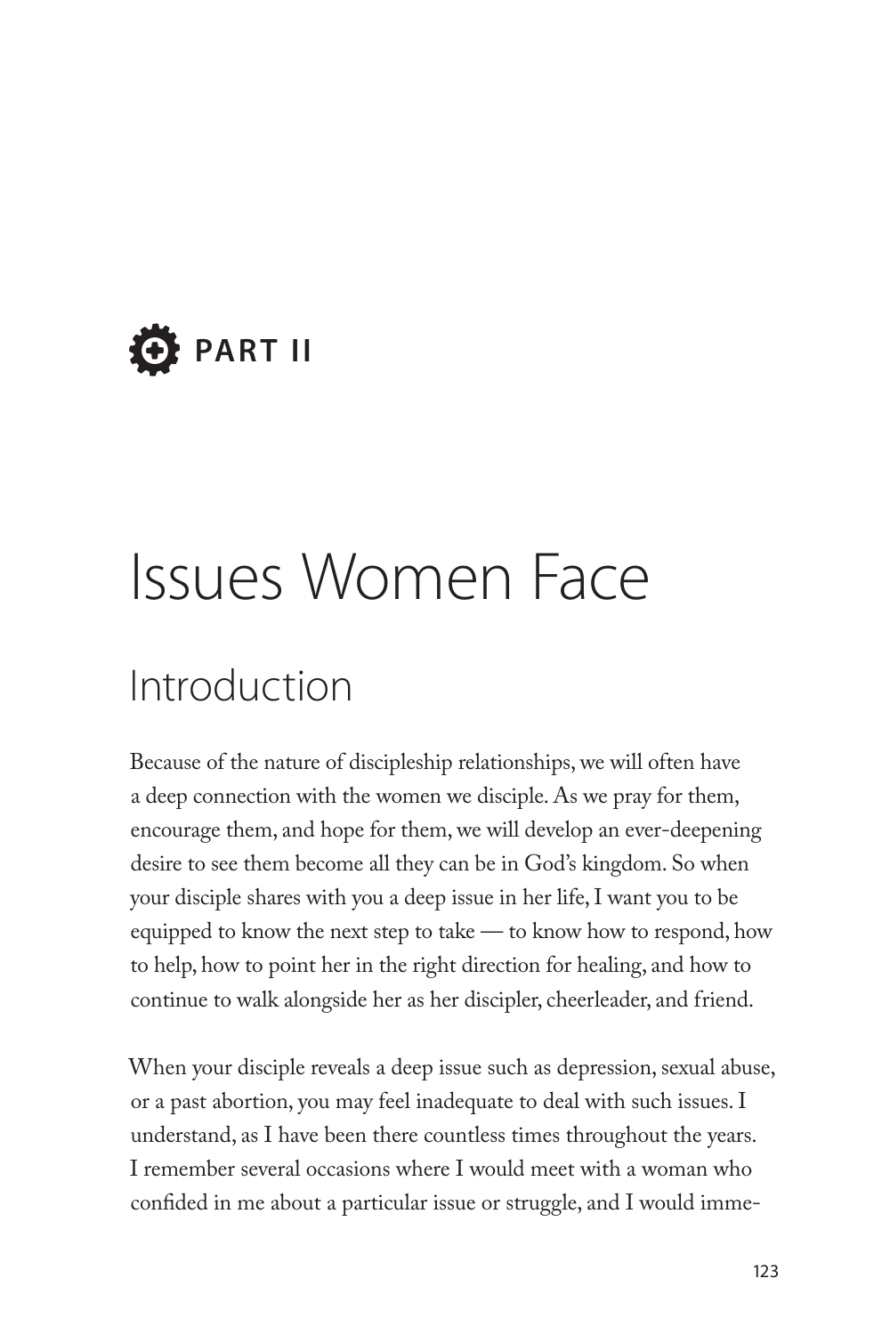# PART II

# Issues Women Face

## Introduction

Because of the nature of discipleship relationships, we will often have a deep connection with the women we disciple. As we pray for them, encourage them, and hope for them, we will develop an ever-deepening desire to see them become all they can be in God's kingdom. So when your disciple shares with you a deep issue in her life, I want you to be equipped to know the next step to take — to know how to respond, how to help, how to point her in the right direction for healing, and how to continue to walk alongside her as her discipler, cheerleader, and friend.

When your disciple reveals a deep issue such as depression, sexual abuse, or a past abortion, you may feel inadequate to deal with such issues. I understand, as I have been there countless times throughout the years. I remember several occasions where I would meet with a woman who confided in me about a particular issue or struggle, and I would imme-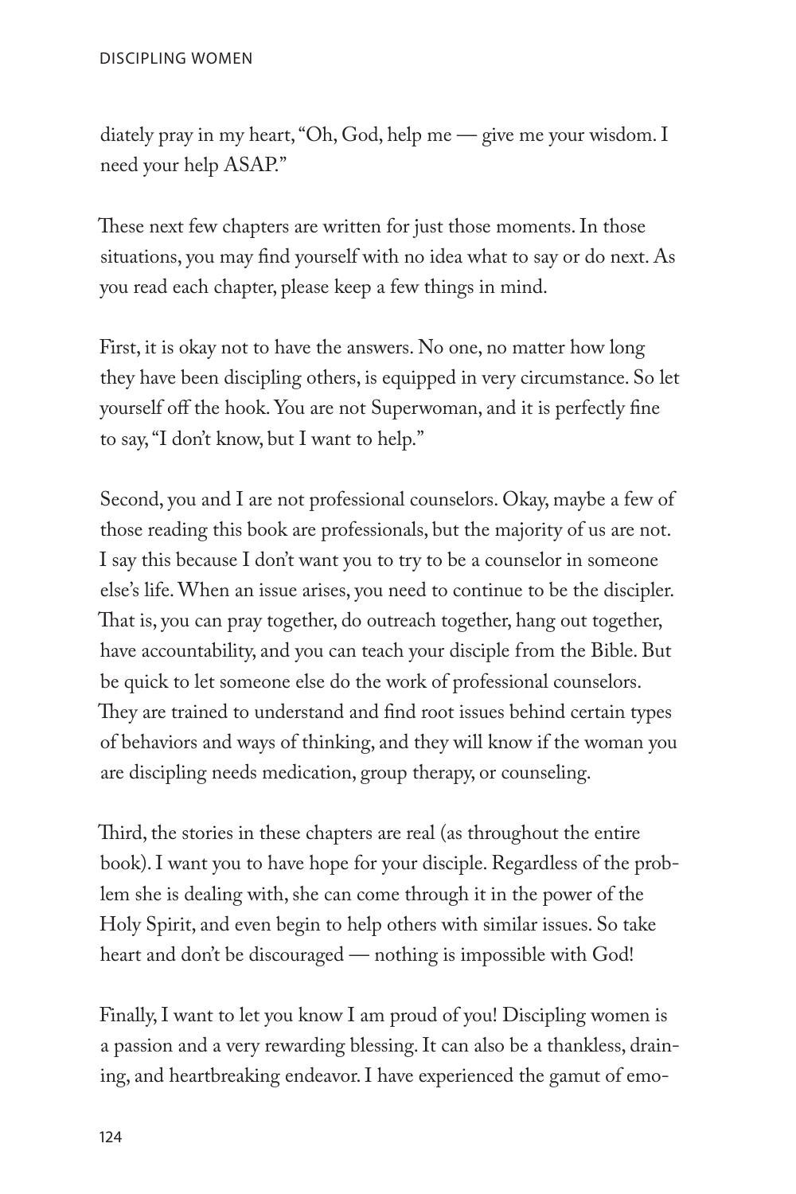diately pray in my heart, "Oh, God, help me — give me your wisdom. I need your help ASAP."

These next few chapters are written for just those moments. In those situations, you may find yourself with no idea what to say or do next. As you read each chapter, please keep a few things in mind.

First, it is okay not to have the answers. No one, no matter how long they have been discipling others, is equipped in very circumstance. So let yourself off the hook. You are not Superwoman, and it is perfectly fine to say, "I don't know, but I want to help."

Second, you and I are not professional counselors. Okay, maybe a few of those reading this book are professionals, but the majority of us are not. I say this because I don't want you to try to be a counselor in someone else's life. When an issue arises, you need to continue to be the discipler. That is, you can pray together, do outreach together, hang out together, have accountability, and you can teach your disciple from the Bible. But be quick to let someone else do the work of professional counselors. They are trained to understand and find root issues behind certain types of behaviors and ways of thinking, and they will know if the woman you are discipling needs medication, group therapy, or counseling.

Third, the stories in these chapters are real (as throughout the entire book). I want you to have hope for your disciple. Regardless of the problem she is dealing with, she can come through it in the power of the Holy Spirit, and even begin to help others with similar issues. So take heart and don't be discouraged — nothing is impossible with God!

Finally, I want to let you know I am proud of you! Discipling women is a passion and a very rewarding blessing. It can also be a thankless, draining, and heartbreaking endeavor. I have experienced the gamut of emo-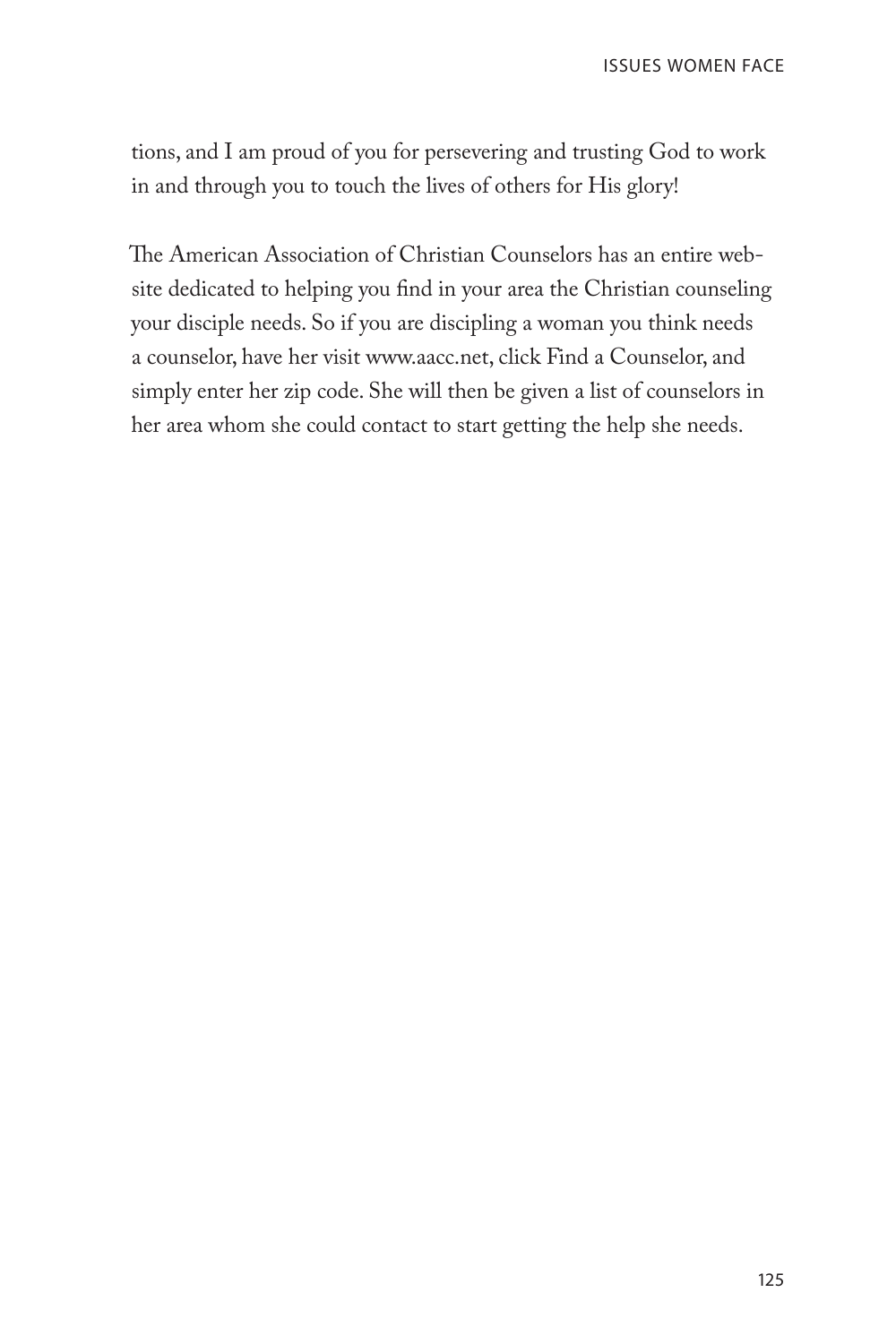tions, and I am proud of you for persevering and trusting God to work in and through you to touch the lives of others for His glory!

The American Association of Christian Counselors has an entire website dedicated to helping you find in your area the Christian counseling your disciple needs. So if you are discipling a woman you think needs a counselor, have her visit www.aacc.net, click Find a Counselor, and simply enter her zip code. She will then be given a list of counselors in her area whom she could contact to start getting the help she needs.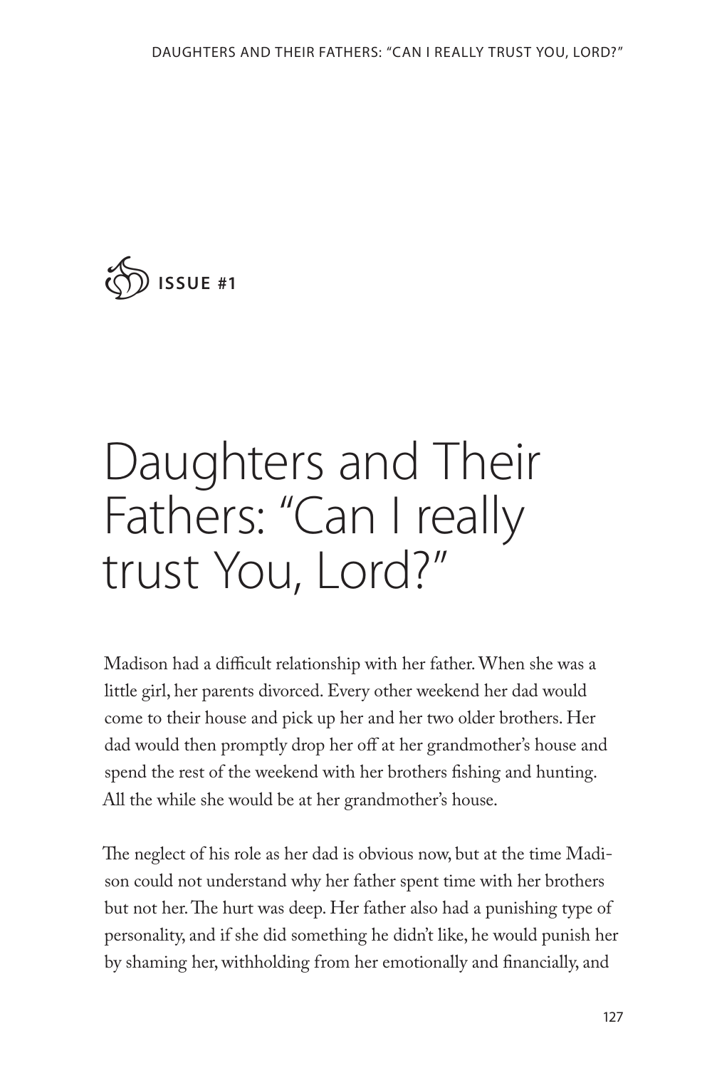**ISSUE #1**

# Daughters and Their Fathers: "Can I really trust You, Lord?"

Madison had a difficult relationship with her father. When she was a little girl, her parents divorced. Every other weekend her dad would come to their house and pick up her and her two older brothers. Her dad would then promptly drop her off at her grandmother's house and spend the rest of the weekend with her brothers fishing and hunting. All the while she would be at her grandmother's house.

The neglect of his role as her dad is obvious now, but at the time Madison could not understand why her father spent time with her brothers but not her. The hurt was deep. Her father also had a punishing type of personality, and if she did something he didn't like, he would punish her by shaming her, withholding from her emotionally and financially, and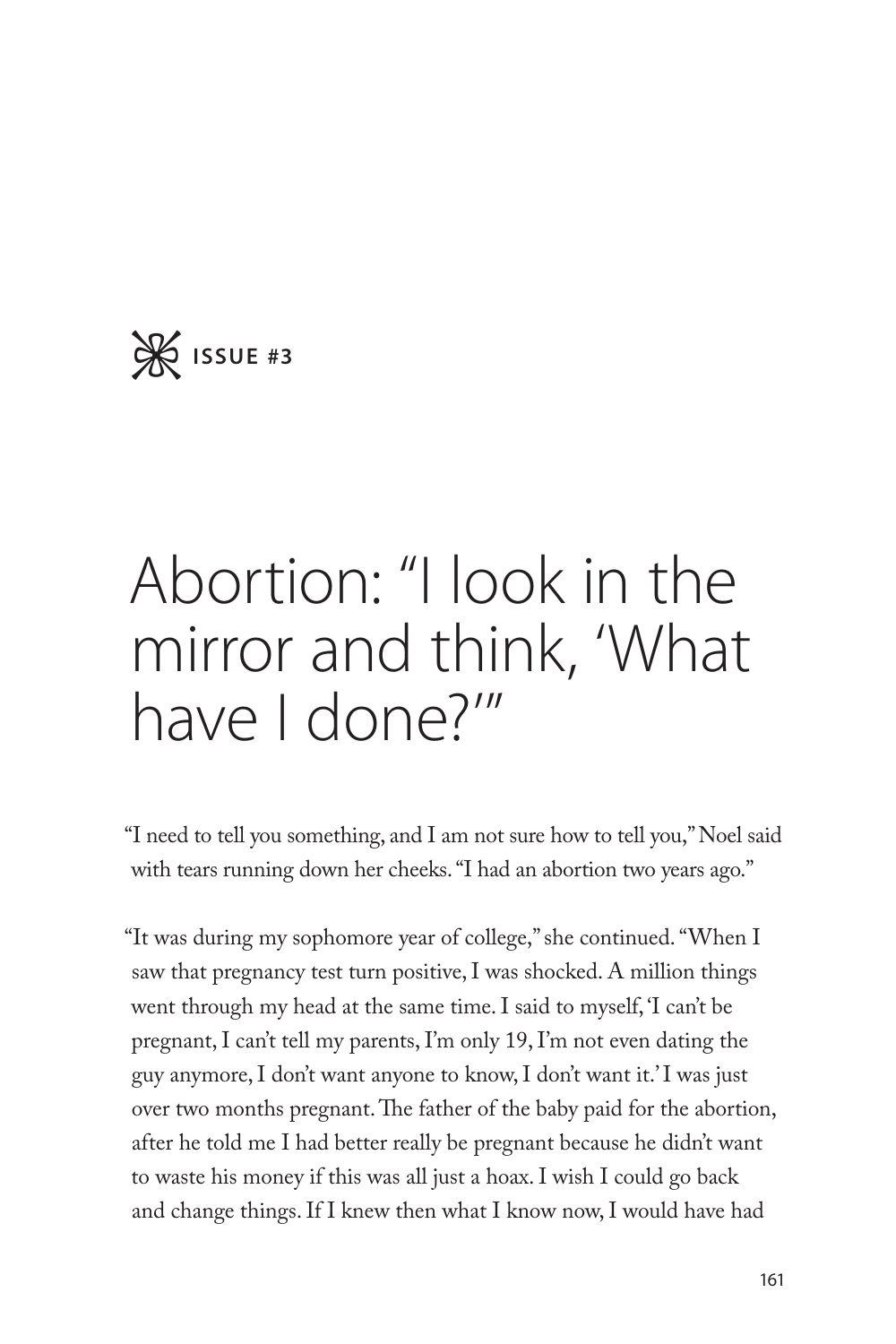ISSUE #3

# Abortion: “I look in the mirror and think, ‘What have I done?’”

“I need to tell you something, and I am not sure how to tell you,” Noel said with tears running down her cheeks. “I had an abortion two years ago.”

“It was during my sophomore year of college,” she continued. “When I saw that pregnancy test turn positive, I was shocked. A million things went through my head at the same time. I said to myself, ‘I can’t be pregnant, I can’t tell my parents, I’m only 19, I’m not even dating the guy anymore, I don’t want anyone to know, I don’t want it.’ I was just over two months pregnant. The father of the baby paid for the abortion, after he told me I had better really be pregnant because he didn’t want to waste his money if this was all just a hoax. I wish I could go back and change things. If I knew then what I know now, I would have had